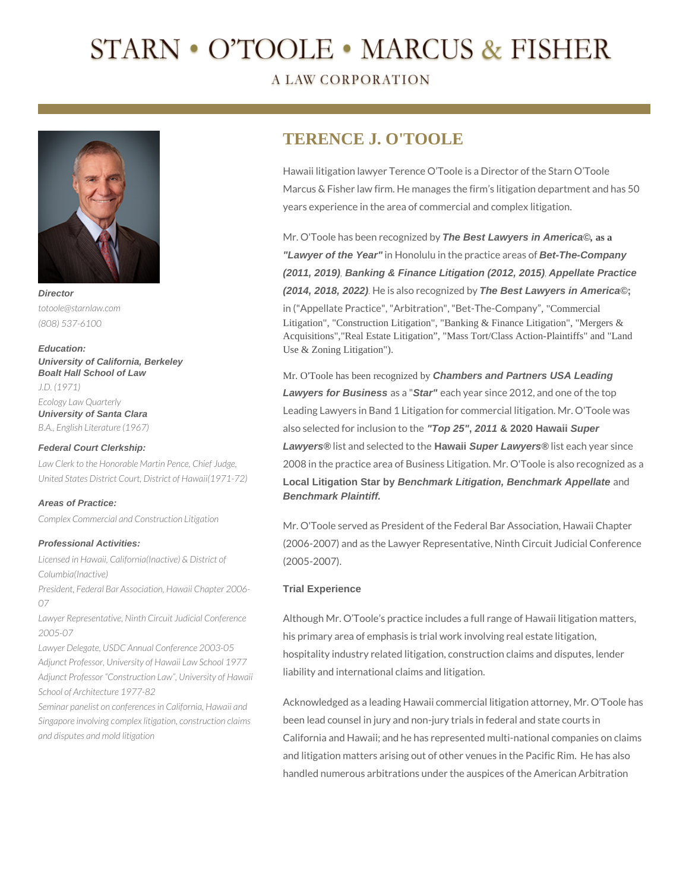# STARN • O'TOOLE • MARCUS & FISHER

A LAW CORPORATION

## TERENCE J. O'TOOLE

Hawaii litigation lawyer Terence O'Toole is a Director of the Starn O'Toole Marcus & Fisher law firm. He manages the firm's litigation department and has 50 years experience in the area of commercial and complex litigation.

Mr. O'Toole has been recognized by ***The Best Lawyers in America©,* as a *"Lawyer of the Year"*** in Honolulu in the practice areas of ***Bet-The-Company (2011, 2019)***, ***Banking & Finance Litigation (2012, 2015)***, ***Appellate Practice (2014, 2018, 2022)***. He is also recognized by ***The Best Lawyers in America©;*** in ("Appellate Practice", "Arbitration", "Bet-The-Company", "Commercial Litigation", "Construction Litigation", "Banking & Finance Litigation", "Mergers & Acquisitions","Real Estate Litigation", "Mass Tort/Class Action-Plaintiffs" and "Land Use & Zoning Litigation").

Mr. O'Toole has been recognized by ***Chambers and Partners USA Leading Lawyers for Business*** as a "***Star"*** each year since 2012, and one of the top Leading Lawyers in Band 1 Litigation for commercial litigation. Mr. O'Toole was also selected for inclusion to the ***"Top 25", 2011* & 2020 Hawaii *Super Lawyers®*** list and selected to the **Hawaii *Super Lawyers®*** list each year since 2008 in the practice area of Business Litigation. Mr. O'Toole is also recognized as a **Local Litigation Star by *Benchmark Litigation, Benchmark Appellate*** and ***Benchmark Plaintiff.***

Mr. O'Toole served as President of the Federal Bar Association, Hawaii Chapter (2006-2007) and as the Lawyer Representative, Ninth Circuit Judicial Conference (2005-2007).

### Trial Experience

Although Mr. O'Toole's practice includes a full range of Hawaii litigation matters, his primary area of emphasis is trial work involving real estate litigation, hospitality industry related litigation, construction claims and disputes, lender liability and international claims and litigation.

Acknowledged as a leading Hawaii commercial litigation attorney, Mr. O'Toole has been lead counsel in jury and non-jury trials in federal and state courts in California and Hawaii; and he has represented multi-national companies on claims and litigation matters arising out of other venues in the Pacific Rim. He has also handled numerous arbitrations under the auspices of the American Arbitration

***Director***

*totoole@starnlaw.com*

*(808) 537-6100*

***Education:***

***University of California, Berkeley Boalt Hall School of Law***

*J.D. (1971)*

*Ecology Law Quarterly*

***University of Santa Clara***

*B.A., English Literature (1967)*

***Federal Court Clerkship:***

*Law Clerk to the Honorable Martin Pence, Chief Judge, United States District Court, District of Hawaii(1971-72)*

***Areas of Practice:***

*Complex Commercial and Construction Litigation*

***Professional Activities:***

*Licensed in Hawaii, California(Inactive) & District of Columbia(Inactive)*

*President, Federal Bar Association, Hawaii Chapter 2006-07*

*Lawyer Representative, Ninth Circuit Judicial Conference 2005-07*

*Lawyer Delegate, USDC Annual Conference 2003-05*

*Adjunct Professor, University of Hawaii Law School 1977*

*Adjunct Professor "Construction Law", University of Hawaii School of Architecture 1977-82*

*Seminar panelist on conferences in California, Hawaii and Singapore involving complex litigation, construction claims and disputes and mold litigation*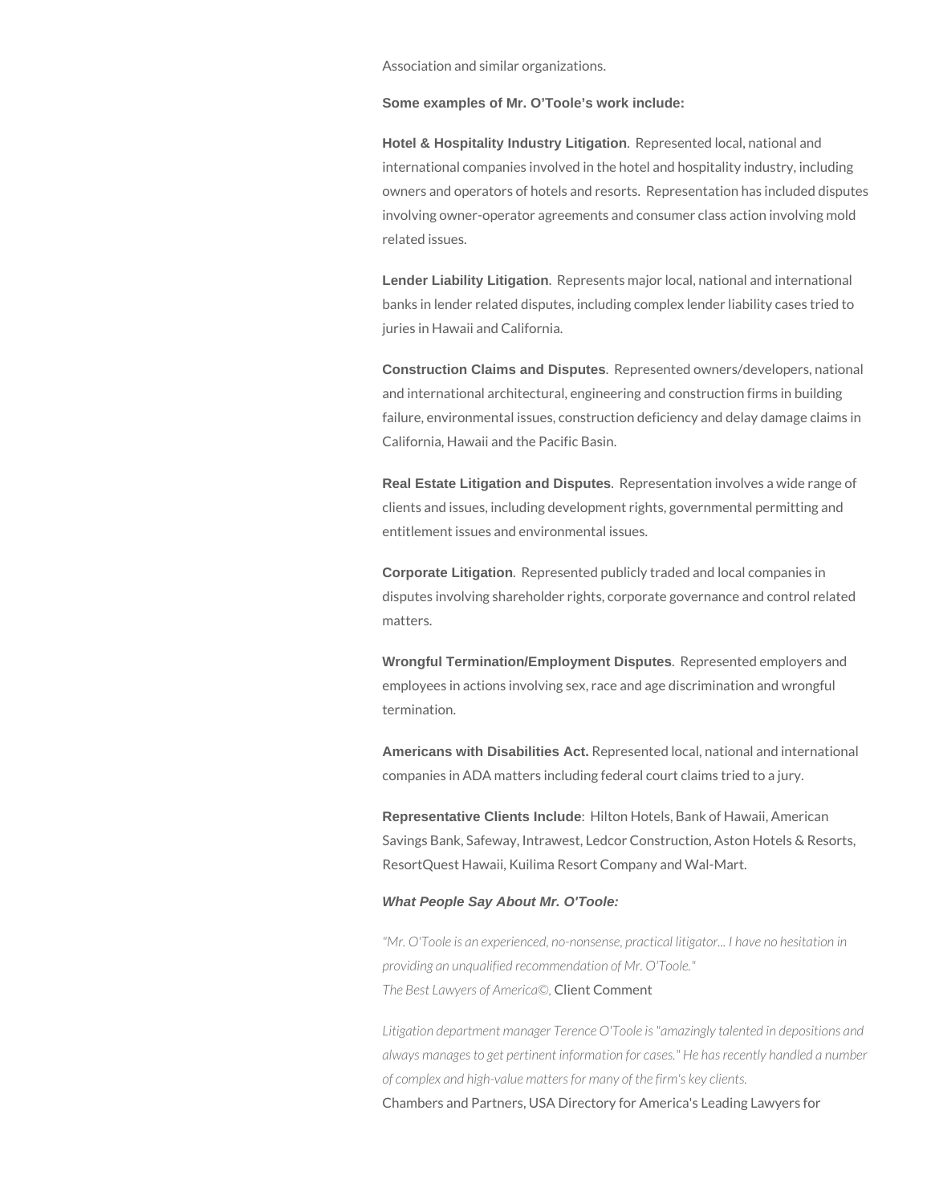Association and similar organizations.

**Some examples of Mr. O'Toole's work include:**

**Hotel & Hospitality Industry Litigation**. Represented local, national and international companies involved in the hotel and hospitality industry, including owners and operators of hotels and resorts. Representation has included disputes involving owner-operator agreements and consumer class action involving mold related issues.

**Lender Liability Litigation**. Represents major local, national and international banks in lender related disputes, including complex lender liability cases tried to juries in Hawaii and California.

**Construction Claims and Disputes**. Represented owners/developers, national and international architectural, engineering and construction firms in building failure, environmental issues, construction deficiency and delay damage claims in California, Hawaii and the Pacific Basin.

**Real Estate Litigation and Disputes**. Representation involves a wide range of clients and issues, including development rights, governmental permitting and entitlement issues and environmental issues.

**Corporate Litigation**. Represented publicly traded and local companies in disputes involving shareholder rights, corporate governance and control related matters.

**Wrongful Termination/Employment Disputes**. Represented employers and employees in actions involving sex, race and age discrimination and wrongful termination.

**Americans with Disabilities Act.** Represented local, national and international companies in ADA matters including federal court claims tried to a jury.

**Representative Clients Include**: Hilton Hotels, Bank of Hawaii, American Savings Bank, Safeway, Intrawest, Ledcor Construction, Aston Hotels & Resorts, ResortQuest Hawaii, Kuilima Resort Company and Wal-Mart.

***What People Say About Mr. O'Toole:***

*"Mr. O'Toole is an experienced, no-nonsense, practical litigator... I have no hesitation in providing an unqualified recommendation of Mr. O'Toole."*
*The Best Lawyers of America©,* Client Comment

*Litigation department manager Terence O'Toole is "amazingly talented in depositions and always manages to get pertinent information for cases." He has recently handled a number of complex and high-value matters for many of the firm's key clients.*
Chambers and Partners, USA Directory for America's Leading Lawyers for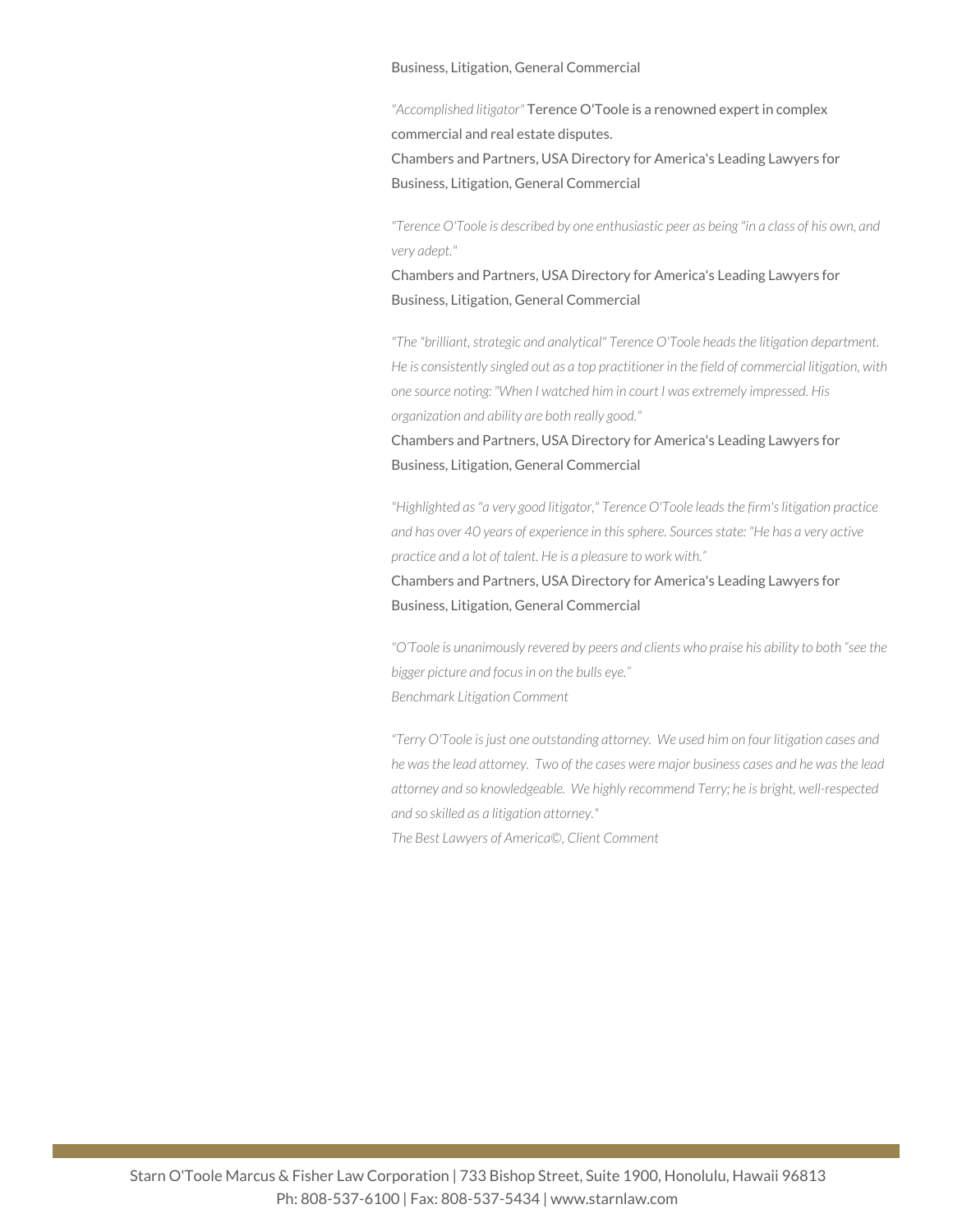Business, Litigation, General Commercial

*"Accomplished litigator"* Terence O'Toole is a renowned expert in complex commercial and real estate disputes.
Chambers and Partners, USA Directory for America's Leading Lawyers for Business, Litigation, General Commercial

*"Terence O'Toole is described by one enthusiastic peer as being "in a class of his own, and very adept."*
Chambers and Partners, USA Directory for America's Leading Lawyers for Business, Litigation, General Commercial

*"The "brilliant, strategic and analytical" Terence O'Toole heads the litigation department. He is consistently singled out as a top practitioner in the field of commercial litigation, with one source noting: "When I watched him in court I was extremely impressed. His organization and ability are both really good."*
Chambers and Partners, USA Directory for America's Leading Lawyers for Business, Litigation, General Commercial

*"Highlighted as "a very good litigator," Terence O'Toole leads the firm's litigation practice and has over 40 years of experience in this sphere. Sources state: "He has a very active practice and a lot of talent. He is a pleasure to work with."*
Chambers and Partners, USA Directory for America's Leading Lawyers for Business, Litigation, General Commercial

*"O'Toole is unanimously revered by peers and clients who praise his ability to both "see the bigger picture and focus in on the bulls eye."*
*Benchmark Litigation Comment*

*"Terry O'Toole is just one outstanding attorney. We used him on four litigation cases and he was the lead attorney. Two of the cases were major business cases and he was the lead attorney and so knowledgeable. We highly recommend Terry; he is bright, well-respected and so skilled as a litigation attorney."*
*The Best Lawyers of America©, Client Comment*